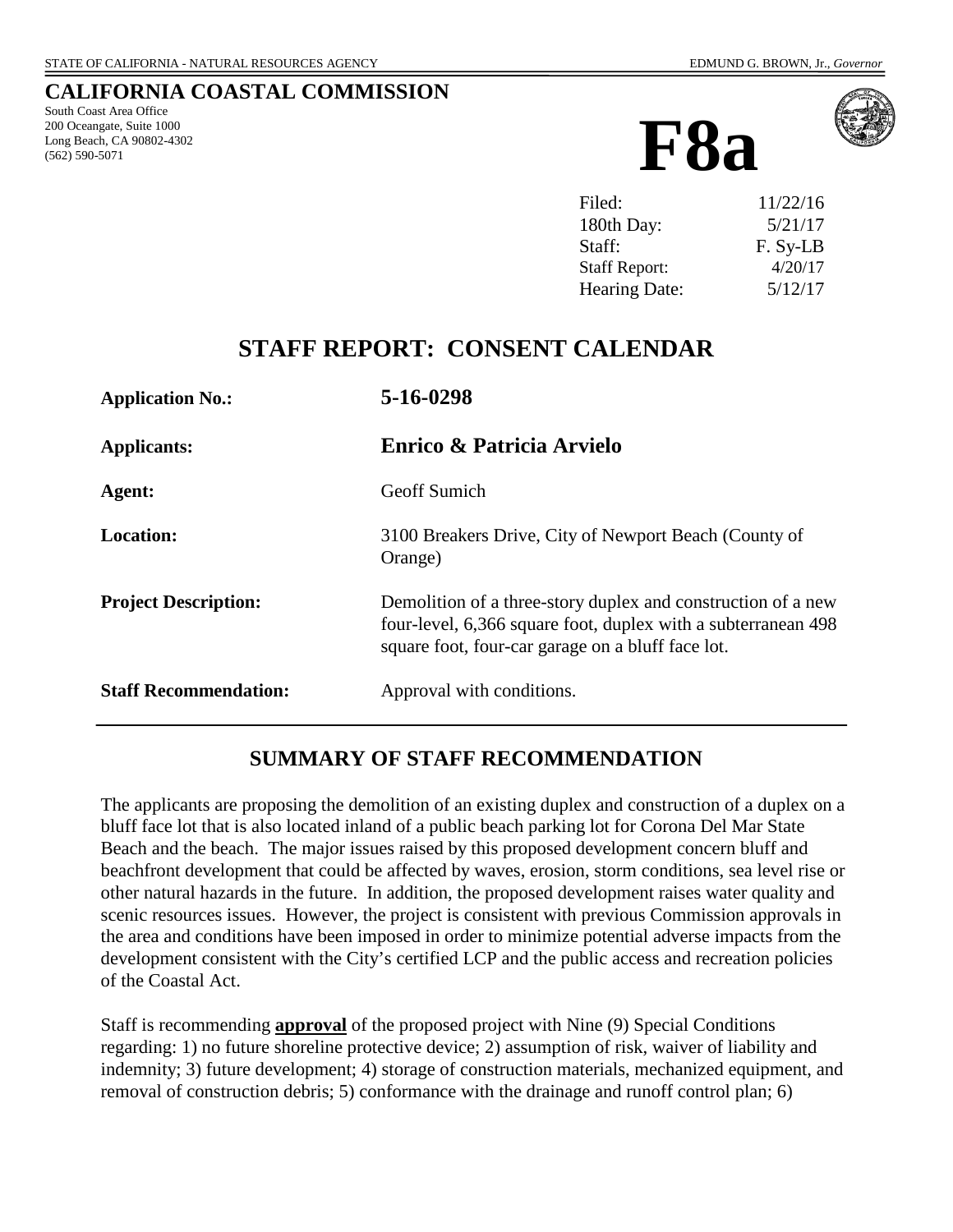STATE OF CALIFORNIA - NATURAL RESOURCES AGENCY EDMUND G. BROWN, Jr., *Governor*

# CALIFORNIA COASTAL COMMISSION

South Coast Area Office
200 Oceangate, Suite 1000
Long Beach, CA 90802-4302
(562) 590-5071

# F8a

| | |
|---|---|
| Filed: | 11/22/16 |
| 180th Day: | 5/21/17 |
| Staff: | F. Sy-LB |
| Staff Report: | 4/20/17 |
| Hearing Date: | 5/12/17 |

## STAFF REPORT: CONSENT CALENDAR

**Application No.:** **5-16-0298**

**Applicants:** **Enrico & Patricia Arvielo**

**Agent:** Geoff Sumich

**Location:** 3100 Breakers Drive, City of Newport Beach (County of Orange)

**Project Description:** Demolition of a three-story duplex and construction of a new four-level, 6,366 square foot, duplex with a subterranean 498 square foot, four-car garage on a bluff face lot.

**Staff Recommendation:** Approval with conditions.

---

## SUMMARY OF STAFF RECOMMENDATION

The applicants are proposing the demolition of an existing duplex and construction of a duplex on a bluff face lot that is also located inland of a public beach parking lot for Corona Del Mar State Beach and the beach. The major issues raised by this proposed development concern bluff and beachfront development that could be affected by waves, erosion, storm conditions, sea level rise or other natural hazards in the future. In addition, the proposed development raises water quality and scenic resources issues. However, the project is consistent with previous Commission approvals in the area and conditions have been imposed in order to minimize potential adverse impacts from the development consistent with the City's certified LCP and the public access and recreation policies of the Coastal Act.

Staff is recommending **approval** of the proposed project with Nine (9) Special Conditions regarding: 1) no future shoreline protective device; 2) assumption of risk, waiver of liability and indemnity; 3) future development; 4) storage of construction materials, mechanized equipment, and removal of construction debris; 5) conformance with the drainage and runoff control plan; 6)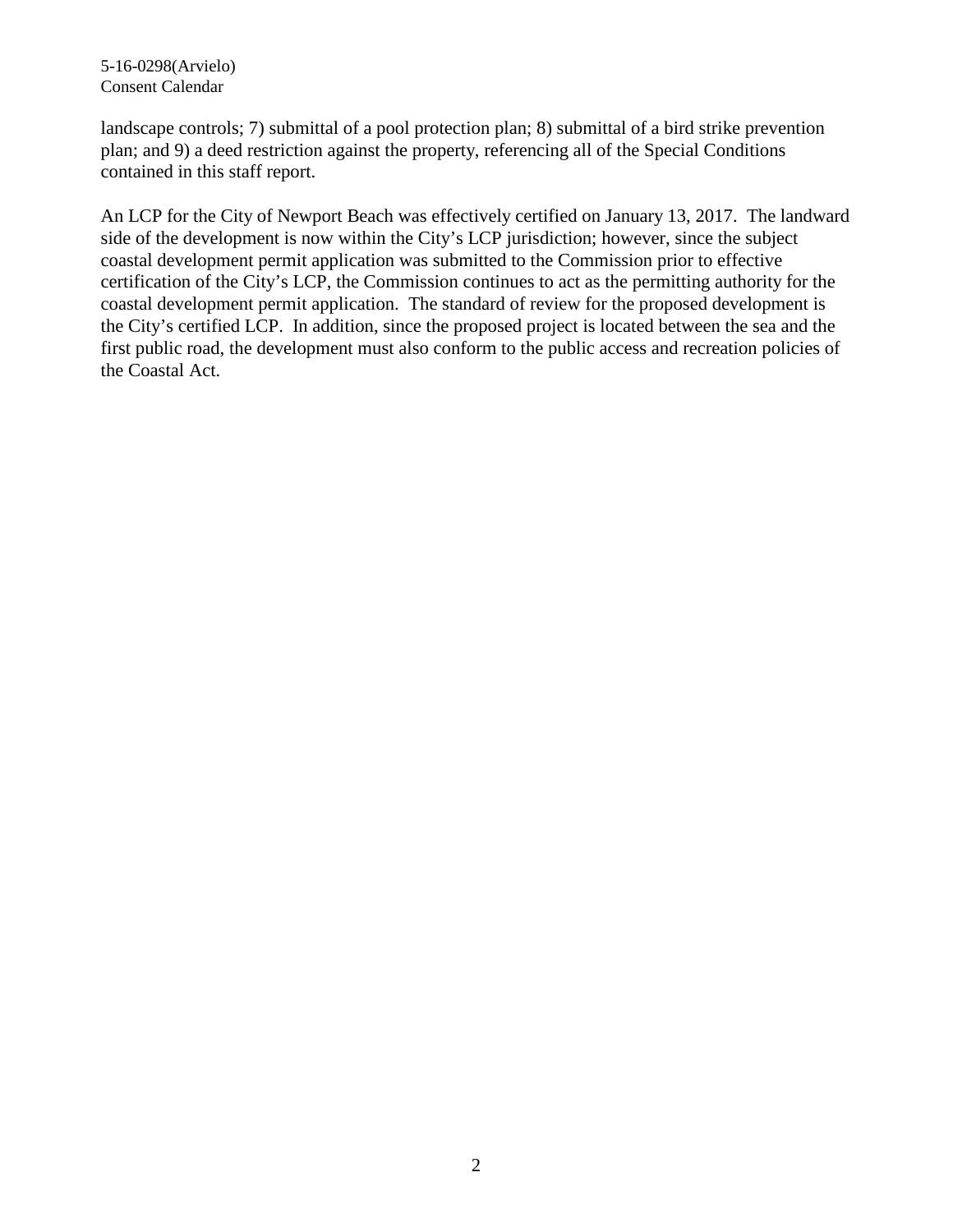landscape controls; 7) submittal of a pool protection plan; 8) submittal of a bird strike prevention plan; and 9) a deed restriction against the property, referencing all of the Special Conditions contained in this staff report.

An LCP for the City of Newport Beach was effectively certified on January 13, 2017. The landward side of the development is now within the City's LCP jurisdiction; however, since the subject coastal development permit application was submitted to the Commission prior to effective certification of the City's LCP, the Commission continues to act as the permitting authority for the coastal development permit application. The standard of review for the proposed development is the City's certified LCP. In addition, since the proposed project is located between the sea and the first public road, the development must also conform to the public access and recreation policies of the Coastal Act.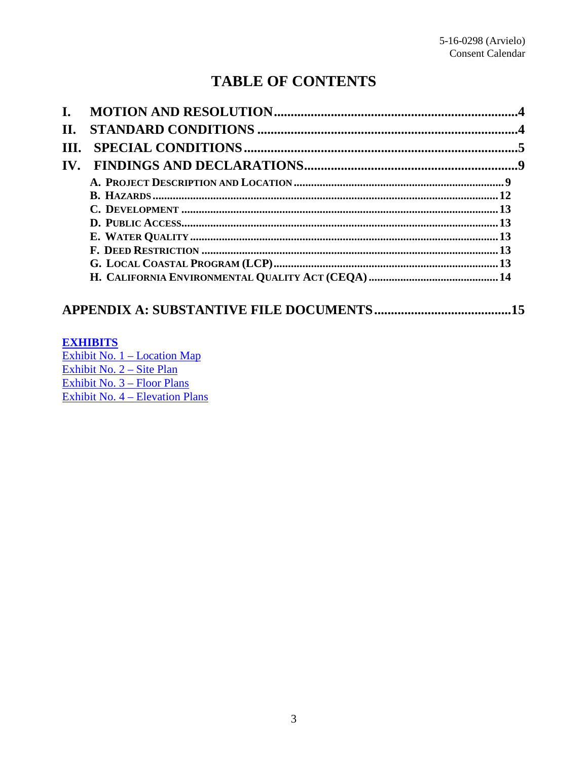# TABLE OF CONTENTS

**I. MOTION AND RESOLUTION** ........................................ 4
**II. STANDARD CONDITIONS** ........................................ 4
**III. SPECIAL CONDITIONS** ........................................ 5
**IV. FINDINGS AND DECLARATIONS** ........................................ 9

- **A. PROJECT DESCRIPTION AND LOCATION** ........................................ 9
- **B. HAZARDS** ........................................ 12
- **C. DEVELOPMENT** ........................................ 13
- **D. PUBLIC ACCESS** ........................................ 13
- **E. WATER QUALITY** ........................................ 13
- **F. DEED RESTRICTION** ........................................ 13
- **G. LOCAL COASTAL PROGRAM (LCP)** ........................................ 13
- **H. CALIFORNIA ENVIRONMENTAL QUALITY ACT (CEQA)** ........................................ 14

**APPENDIX A: SUBSTANTIVE FILE DOCUMENTS** ........................................ 15

**EXHIBITS**
Exhibit No. 1 – Location Map
Exhibit No. 2 – Site Plan
Exhibit No. 3 – Floor Plans
Exhibit No. 4 – Elevation Plans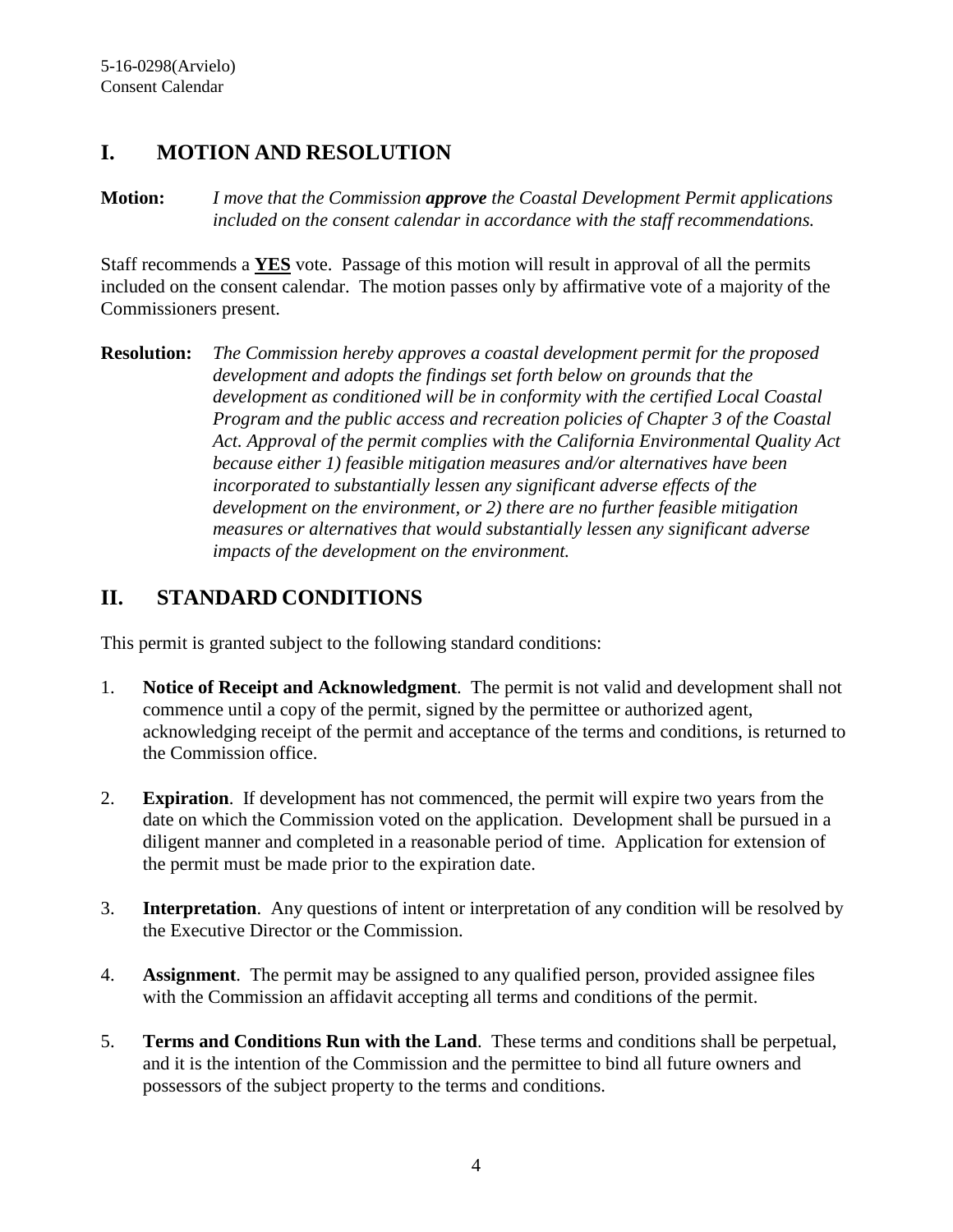## I. MOTION AND RESOLUTION

**Motion:** *I move that the Commission **approve** the Coastal Development Permit applications included on the consent calendar in accordance with the staff recommendations.*

Staff recommends a **<u>YES</u>** vote. Passage of this motion will result in approval of all the permits included on the consent calendar. The motion passes only by affirmative vote of a majority of the Commissioners present.

**Resolution:** *The Commission hereby approves a coastal development permit for the proposed development and adopts the findings set forth below on grounds that the development as conditioned will be in conformity with the certified Local Coastal Program and the public access and recreation policies of Chapter 3 of the Coastal Act. Approval of the permit complies with the California Environmental Quality Act because either 1) feasible mitigation measures and/or alternatives have been incorporated to substantially lessen any significant adverse effects of the development on the environment, or 2) there are no further feasible mitigation measures or alternatives that would substantially lessen any significant adverse impacts of the development on the environment.*

## II. STANDARD CONDITIONS

This permit is granted subject to the following standard conditions:

1. **Notice of Receipt and Acknowledgment**. The permit is not valid and development shall not commence until a copy of the permit, signed by the permittee or authorized agent, acknowledging receipt of the permit and acceptance of the terms and conditions, is returned to the Commission office.

2. **Expiration**. If development has not commenced, the permit will expire two years from the date on which the Commission voted on the application. Development shall be pursued in a diligent manner and completed in a reasonable period of time. Application for extension of the permit must be made prior to the expiration date.

3. **Interpretation**. Any questions of intent or interpretation of any condition will be resolved by the Executive Director or the Commission.

4. **Assignment**. The permit may be assigned to any qualified person, provided assignee files with the Commission an affidavit accepting all terms and conditions of the permit.

5. **Terms and Conditions Run with the Land**. These terms and conditions shall be perpetual, and it is the intention of the Commission and the permittee to bind all future owners and possessors of the subject property to the terms and conditions.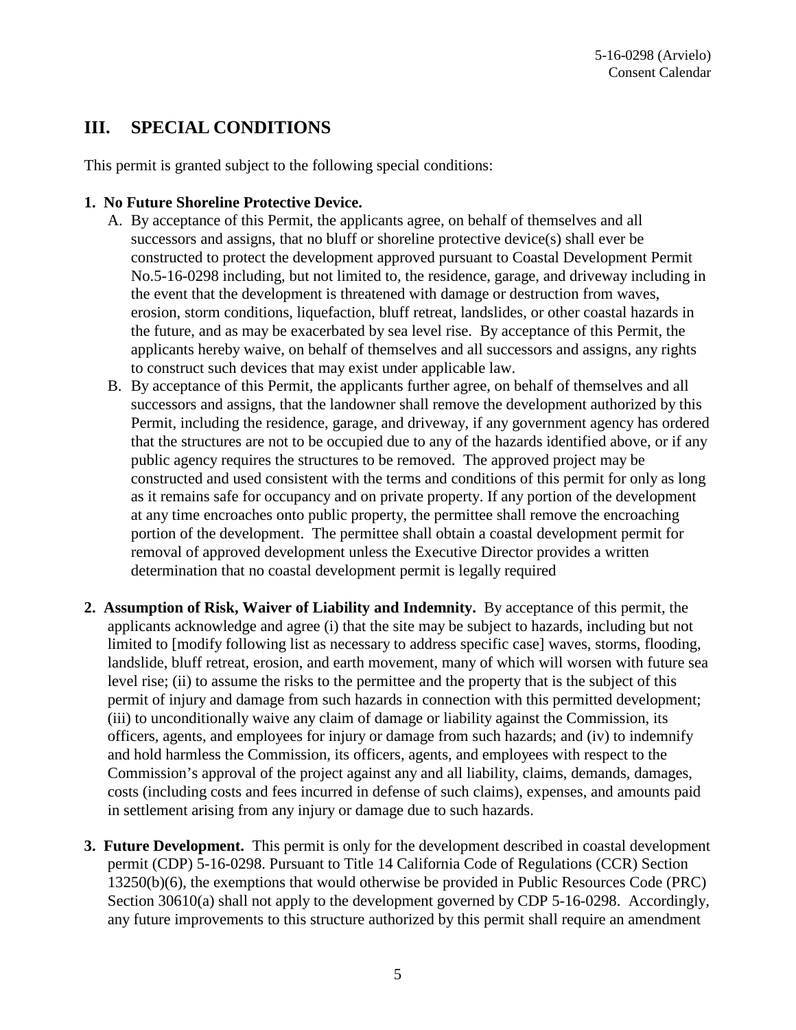## III. SPECIAL CONDITIONS

This permit is granted subject to the following special conditions:

**1. No Future Shoreline Protective Device.**

A. By acceptance of this Permit, the applicants agree, on behalf of themselves and all successors and assigns, that no bluff or shoreline protective device(s) shall ever be constructed to protect the development approved pursuant to Coastal Development Permit No.5-16-0298 including, but not limited to, the residence, garage, and driveway including in the event that the development is threatened with damage or destruction from waves, erosion, storm conditions, liquefaction, bluff retreat, landslides, or other coastal hazards in the future, and as may be exacerbated by sea level rise. By acceptance of this Permit, the applicants hereby waive, on behalf of themselves and all successors and assigns, any rights to construct such devices that may exist under applicable law.

B. By acceptance of this Permit, the applicants further agree, on behalf of themselves and all successors and assigns, that the landowner shall remove the development authorized by this Permit, including the residence, garage, and driveway, if any government agency has ordered that the structures are not to be occupied due to any of the hazards identified above, or if any public agency requires the structures to be removed. The approved project may be constructed and used consistent with the terms and conditions of this permit for only as long as it remains safe for occupancy and on private property. If any portion of the development at any time encroaches onto public property, the permittee shall remove the encroaching portion of the development. The permittee shall obtain a coastal development permit for removal of approved development unless the Executive Director provides a written determination that no coastal development permit is legally required

**2. Assumption of Risk, Waiver of Liability and Indemnity.** By acceptance of this permit, the applicants acknowledge and agree (i) that the site may be subject to hazards, including but not limited to [modify following list as necessary to address specific case] waves, storms, flooding, landslide, bluff retreat, erosion, and earth movement, many of which will worsen with future sea level rise; (ii) to assume the risks to the permittee and the property that is the subject of this permit of injury and damage from such hazards in connection with this permitted development; (iii) to unconditionally waive any claim of damage or liability against the Commission, its officers, agents, and employees for injury or damage from such hazards; and (iv) to indemnify and hold harmless the Commission, its officers, agents, and employees with respect to the Commission's approval of the project against any and all liability, claims, demands, damages, costs (including costs and fees incurred in defense of such claims), expenses, and amounts paid in settlement arising from any injury or damage due to such hazards.

**3. Future Development.** This permit is only for the development described in coastal development permit (CDP) 5-16-0298. Pursuant to Title 14 California Code of Regulations (CCR) Section 13250(b)(6), the exemptions that would otherwise be provided in Public Resources Code (PRC) Section 30610(a) shall not apply to the development governed by CDP 5-16-0298. Accordingly, any future improvements to this structure authorized by this permit shall require an amendment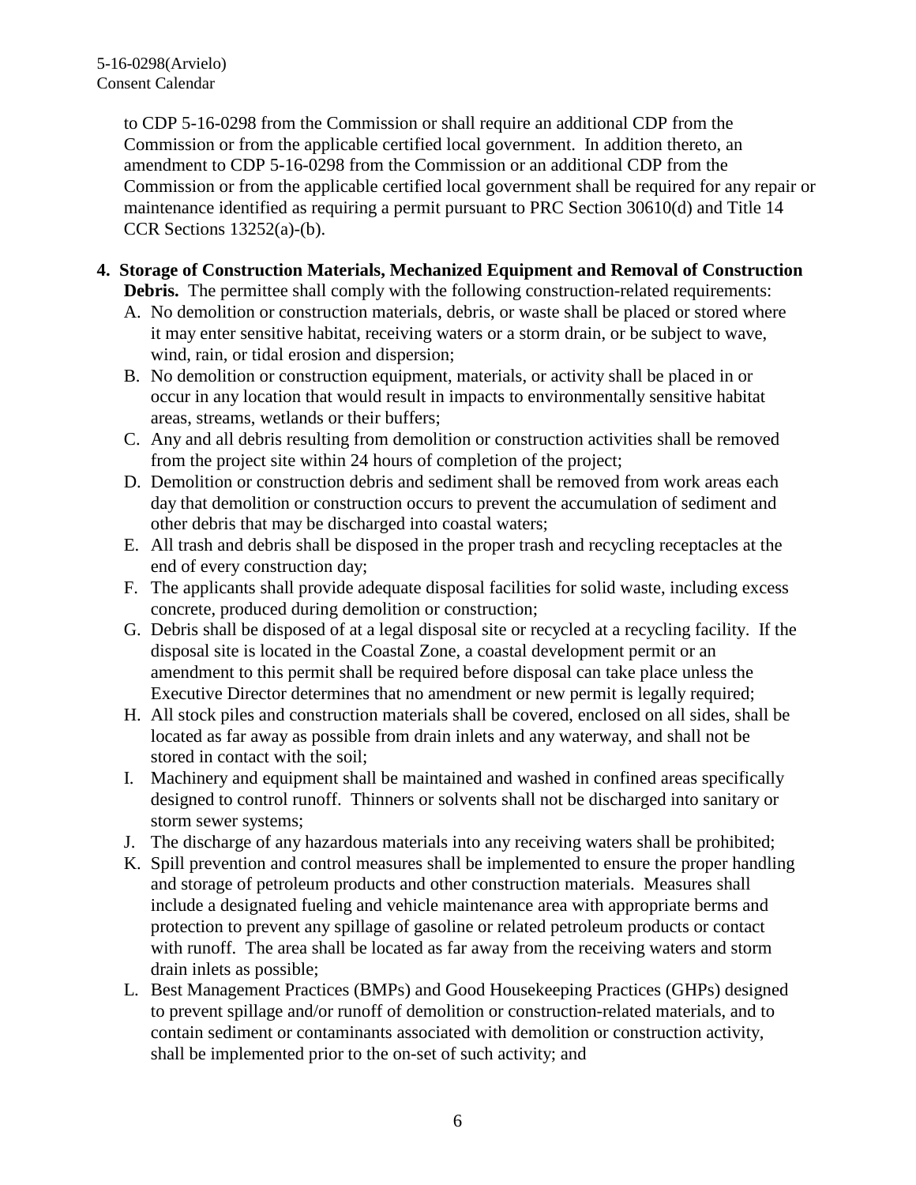to CDP 5-16-0298 from the Commission or shall require an additional CDP from the Commission or from the applicable certified local government. In addition thereto, an amendment to CDP 5-16-0298 from the Commission or an additional CDP from the Commission or from the applicable certified local government shall be required for any repair or maintenance identified as requiring a permit pursuant to PRC Section 30610(d) and Title 14 CCR Sections 13252(a)-(b).

4. **Storage of Construction Materials, Mechanized Equipment and Removal of Construction Debris.** The permittee shall comply with the following construction-related requirements:

   A. No demolition or construction materials, debris, or waste shall be placed or stored where it may enter sensitive habitat, receiving waters or a storm drain, or be subject to wave, wind, rain, or tidal erosion and dispersion;

   B. No demolition or construction equipment, materials, or activity shall be placed in or occur in any location that would result in impacts to environmentally sensitive habitat areas, streams, wetlands or their buffers;

   C. Any and all debris resulting from demolition or construction activities shall be removed from the project site within 24 hours of completion of the project;

   D. Demolition or construction debris and sediment shall be removed from work areas each day that demolition or construction occurs to prevent the accumulation of sediment and other debris that may be discharged into coastal waters;

   E. All trash and debris shall be disposed in the proper trash and recycling receptacles at the end of every construction day;

   F. The applicants shall provide adequate disposal facilities for solid waste, including excess concrete, produced during demolition or construction;

   G. Debris shall be disposed of at a legal disposal site or recycled at a recycling facility. If the disposal site is located in the Coastal Zone, a coastal development permit or an amendment to this permit shall be required before disposal can take place unless the Executive Director determines that no amendment or new permit is legally required;

   H. All stock piles and construction materials shall be covered, enclosed on all sides, shall be located as far away as possible from drain inlets and any waterway, and shall not be stored in contact with the soil;

   I. Machinery and equipment shall be maintained and washed in confined areas specifically designed to control runoff. Thinners or solvents shall not be discharged into sanitary or storm sewer systems;

   J. The discharge of any hazardous materials into any receiving waters shall be prohibited;

   K. Spill prevention and control measures shall be implemented to ensure the proper handling and storage of petroleum products and other construction materials. Measures shall include a designated fueling and vehicle maintenance area with appropriate berms and protection to prevent any spillage of gasoline or related petroleum products or contact with runoff. The area shall be located as far away from the receiving waters and storm drain inlets as possible;

   L. Best Management Practices (BMPs) and Good Housekeeping Practices (GHPs) designed to prevent spillage and/or runoff of demolition or construction-related materials, and to contain sediment or contaminants associated with demolition or construction activity, shall be implemented prior to the on-set of such activity; and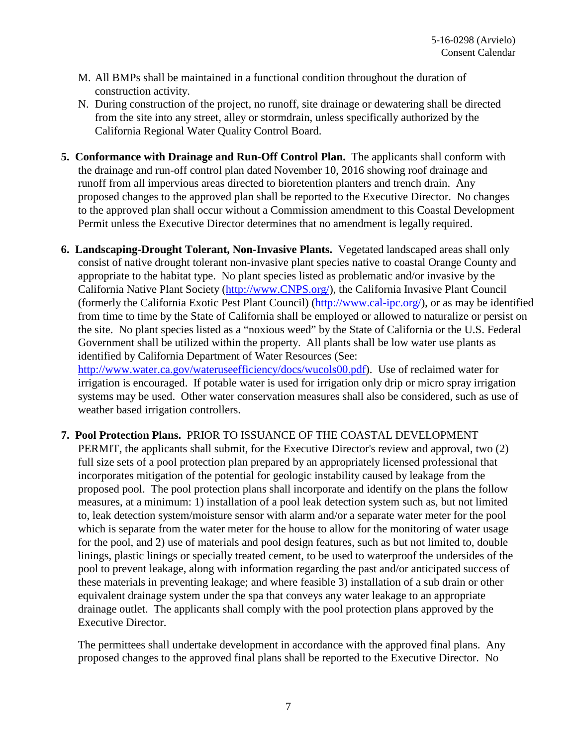M. All BMPs shall be maintained in a functional condition throughout the duration of construction activity.

N. During construction of the project, no runoff, site drainage or dewatering shall be directed from the site into any street, alley or stormdrain, unless specifically authorized by the California Regional Water Quality Control Board.

5. **Conformance with Drainage and Run-Off Control Plan.** The applicants shall conform with the drainage and run-off control plan dated November 10, 2016 showing roof drainage and runoff from all impervious areas directed to bioretention planters and trench drain. Any proposed changes to the approved plan shall be reported to the Executive Director. No changes to the approved plan shall occur without a Commission amendment to this Coastal Development Permit unless the Executive Director determines that no amendment is legally required.

6. **Landscaping-Drought Tolerant, Non-Invasive Plants.** Vegetated landscaped areas shall only consist of native drought tolerant non-invasive plant species native to coastal Orange County and appropriate to the habitat type. No plant species listed as problematic and/or invasive by the California Native Plant Society (http://www.CNPS.org/), the California Invasive Plant Council (formerly the California Exotic Pest Plant Council) (http://www.cal-ipc.org/), or as may be identified from time to time by the State of California shall be employed or allowed to naturalize or persist on the site. No plant species listed as a "noxious weed" by the State of California or the U.S. Federal Government shall be utilized within the property. All plants shall be low water use plants as identified by California Department of Water Resources (See: http://www.water.ca.gov/wateruseefficiency/docs/wucols00.pdf). Use of reclaimed water for irrigation is encouraged. If potable water is used for irrigation only drip or micro spray irrigation systems may be used. Other water conservation measures shall also be considered, such as use of weather based irrigation controllers.

7. **Pool Protection Plans.** PRIOR TO ISSUANCE OF THE COASTAL DEVELOPMENT PERMIT, the applicants shall submit, for the Executive Director's review and approval, two (2) full size sets of a pool protection plan prepared by an appropriately licensed professional that incorporates mitigation of the potential for geologic instability caused by leakage from the proposed pool. The pool protection plans shall incorporate and identify on the plans the follow measures, at a minimum: 1) installation of a pool leak detection system such as, but not limited to, leak detection system/moisture sensor with alarm and/or a separate water meter for the pool which is separate from the water meter for the house to allow for the monitoring of water usage for the pool, and 2) use of materials and pool design features, such as but not limited to, double linings, plastic linings or specially treated cement, to be used to waterproof the undersides of the pool to prevent leakage, along with information regarding the past and/or anticipated success of these materials in preventing leakage; and where feasible 3) installation of a sub drain or other equivalent drainage system under the spa that conveys any water leakage to an appropriate drainage outlet. The applicants shall comply with the pool protection plans approved by the Executive Director.

   The permittees shall undertake development in accordance with the approved final plans. Any proposed changes to the approved final plans shall be reported to the Executive Director. No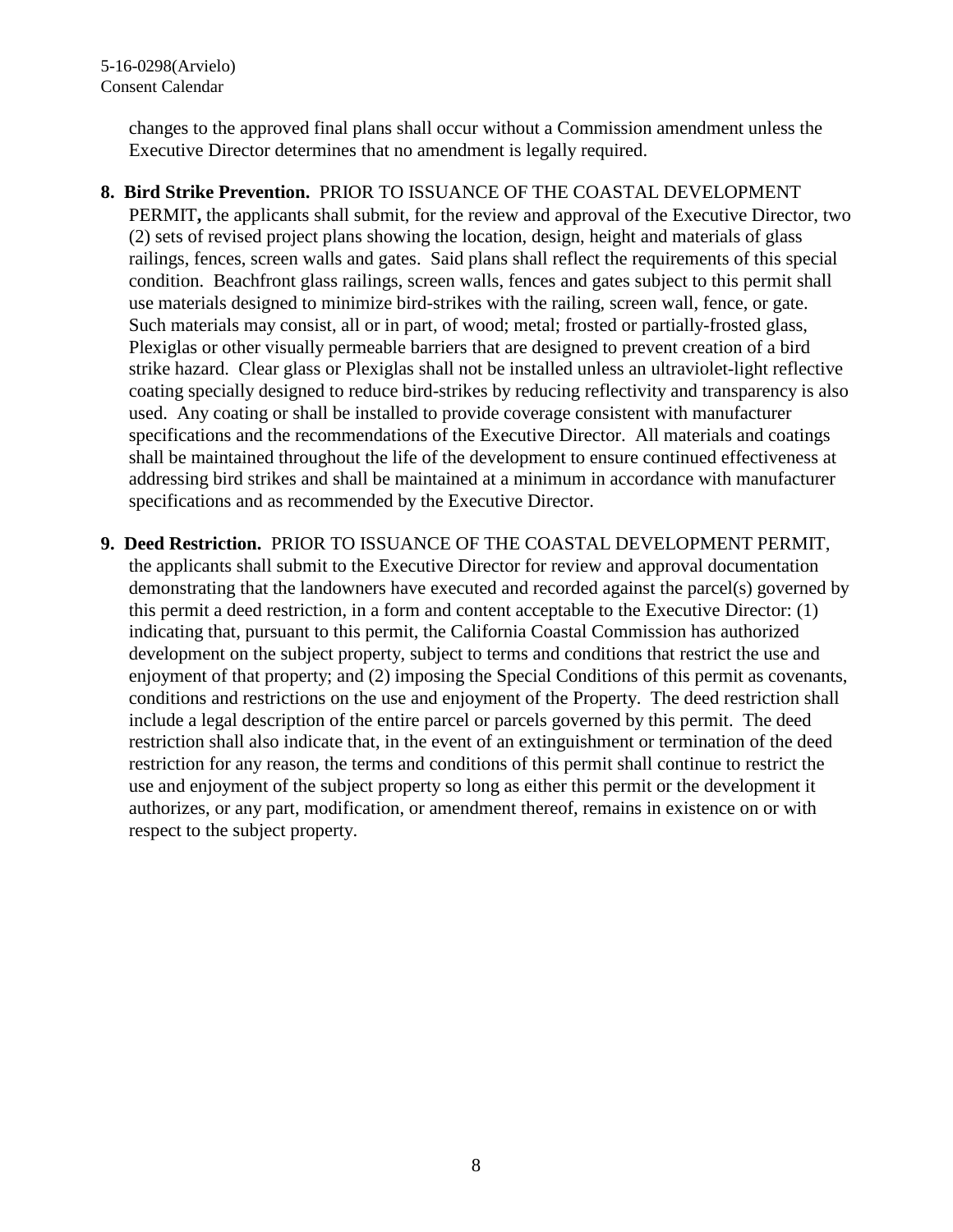changes to the approved final plans shall occur without a Commission amendment unless the Executive Director determines that no amendment is legally required.

8. **Bird Strike Prevention.** PRIOR TO ISSUANCE OF THE COASTAL DEVELOPMENT PERMIT**,** the applicants shall submit, for the review and approval of the Executive Director, two (2) sets of revised project plans showing the location, design, height and materials of glass railings, fences, screen walls and gates. Said plans shall reflect the requirements of this special condition. Beachfront glass railings, screen walls, fences and gates subject to this permit shall use materials designed to minimize bird-strikes with the railing, screen wall, fence, or gate. Such materials may consist, all or in part, of wood; metal; frosted or partially-frosted glass, Plexiglas or other visually permeable barriers that are designed to prevent creation of a bird strike hazard. Clear glass or Plexiglas shall not be installed unless an ultraviolet-light reflective coating specially designed to reduce bird-strikes by reducing reflectivity and transparency is also used. Any coating or shall be installed to provide coverage consistent with manufacturer specifications and the recommendations of the Executive Director. All materials and coatings shall be maintained throughout the life of the development to ensure continued effectiveness at addressing bird strikes and shall be maintained at a minimum in accordance with manufacturer specifications and as recommended by the Executive Director.

9. **Deed Restriction.** PRIOR TO ISSUANCE OF THE COASTAL DEVELOPMENT PERMIT, the applicants shall submit to the Executive Director for review and approval documentation demonstrating that the landowners have executed and recorded against the parcel(s) governed by this permit a deed restriction, in a form and content acceptable to the Executive Director: (1) indicating that, pursuant to this permit, the California Coastal Commission has authorized development on the subject property, subject to terms and conditions that restrict the use and enjoyment of that property; and (2) imposing the Special Conditions of this permit as covenants, conditions and restrictions on the use and enjoyment of the Property. The deed restriction shall include a legal description of the entire parcel or parcels governed by this permit. The deed restriction shall also indicate that, in the event of an extinguishment or termination of the deed restriction for any reason, the terms and conditions of this permit shall continue to restrict the use and enjoyment of the subject property so long as either this permit or the development it authorizes, or any part, modification, or amendment thereof, remains in existence on or with respect to the subject property.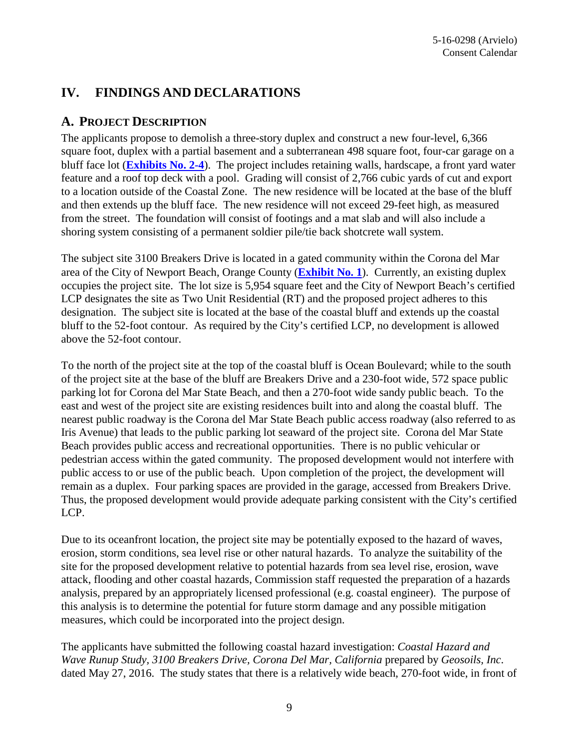## IV. FINDINGS AND DECLARATIONS

### A. PROJECT DESCRIPTION

The applicants propose to demolish a three-story duplex and construct a new four-level, 6,366 square foot, duplex with a partial basement and a subterranean 498 square foot, four-car garage on a bluff face lot (**Exhibits No. 2-4**). The project includes retaining walls, hardscape, a front yard water feature and a roof top deck with a pool. Grading will consist of 2,766 cubic yards of cut and export to a location outside of the Coastal Zone. The new residence will be located at the base of the bluff and then extends up the bluff face. The new residence will not exceed 29-feet high, as measured from the street. The foundation will consist of footings and a mat slab and will also include a shoring system consisting of a permanent soldier pile/tie back shotcrete wall system.

The subject site 3100 Breakers Drive is located in a gated community within the Corona del Mar area of the City of Newport Beach, Orange County (**Exhibit No. 1**). Currently, an existing duplex occupies the project site. The lot size is 5,954 square feet and the City of Newport Beach's certified LCP designates the site as Two Unit Residential (RT) and the proposed project adheres to this designation. The subject site is located at the base of the coastal bluff and extends up the coastal bluff to the 52-foot contour. As required by the City's certified LCP, no development is allowed above the 52-foot contour.

To the north of the project site at the top of the coastal bluff is Ocean Boulevard; while to the south of the project site at the base of the bluff are Breakers Drive and a 230-foot wide, 572 space public parking lot for Corona del Mar State Beach, and then a 270-foot wide sandy public beach. To the east and west of the project site are existing residences built into and along the coastal bluff. The nearest public roadway is the Corona del Mar State Beach public access roadway (also referred to as Iris Avenue) that leads to the public parking lot seaward of the project site. Corona del Mar State Beach provides public access and recreational opportunities. There is no public vehicular or pedestrian access within the gated community. The proposed development would not interfere with public access to or use of the public beach. Upon completion of the project, the development will remain as a duplex. Four parking spaces are provided in the garage, accessed from Breakers Drive. Thus, the proposed development would provide adequate parking consistent with the City's certified LCP.

Due to its oceanfront location, the project site may be potentially exposed to the hazard of waves, erosion, storm conditions, sea level rise or other natural hazards. To analyze the suitability of the site for the proposed development relative to potential hazards from sea level rise, erosion, wave attack, flooding and other coastal hazards, Commission staff requested the preparation of a hazards analysis, prepared by an appropriately licensed professional (e.g. coastal engineer). The purpose of this analysis is to determine the potential for future storm damage and any possible mitigation measures, which could be incorporated into the project design.

The applicants have submitted the following coastal hazard investigation: *Coastal Hazard and Wave Runup Study, 3100 Breakers Drive, Corona Del Mar, California* prepared by *Geosoils, Inc.* dated May 27, 2016. The study states that there is a relatively wide beach, 270-foot wide, in front of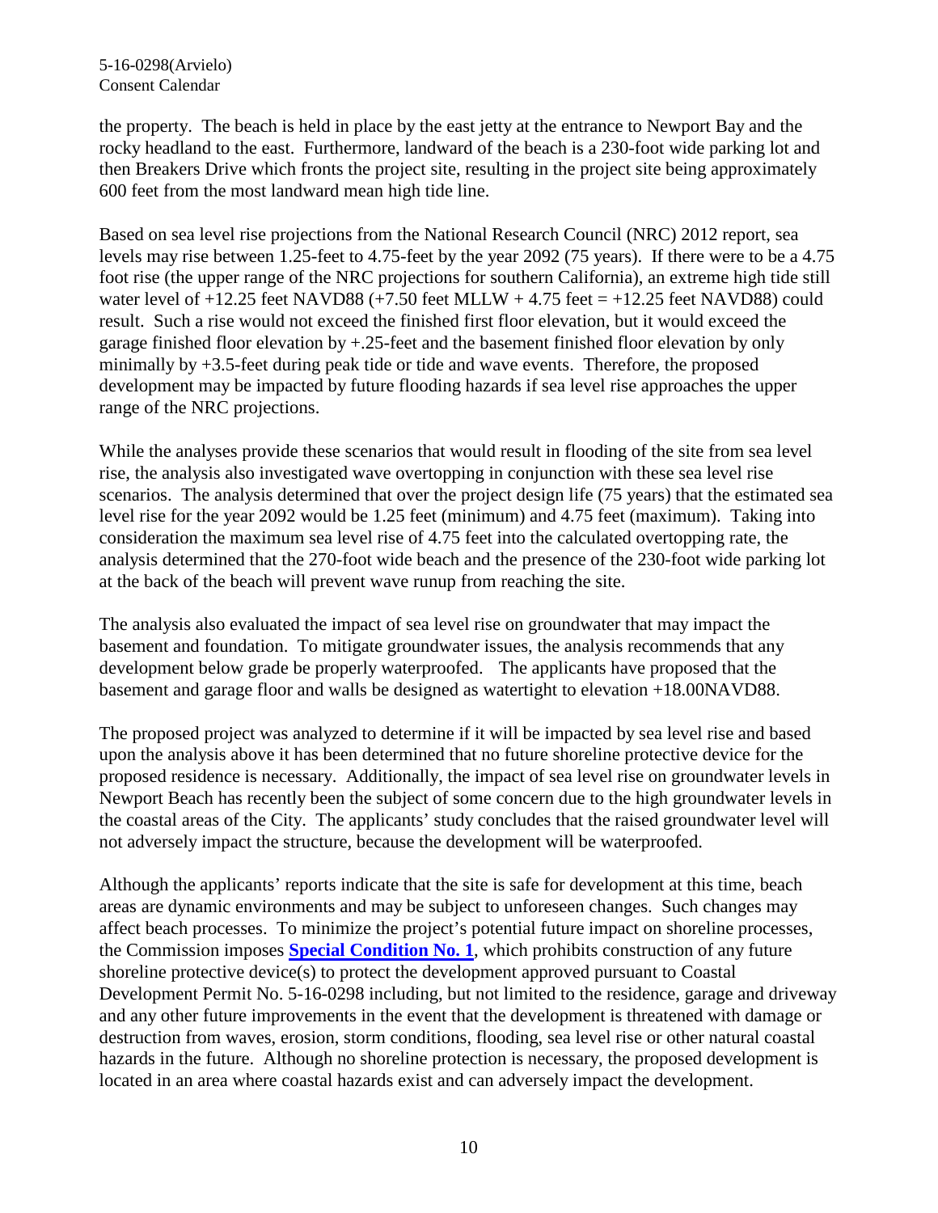the property. The beach is held in place by the east jetty at the entrance to Newport Bay and the rocky headland to the east. Furthermore, landward of the beach is a 230-foot wide parking lot and then Breakers Drive which fronts the project site, resulting in the project site being approximately 600 feet from the most landward mean high tide line.

Based on sea level rise projections from the National Research Council (NRC) 2012 report, sea levels may rise between 1.25-feet to 4.75-feet by the year 2092 (75 years). If there were to be a 4.75 foot rise (the upper range of the NRC projections for southern California), an extreme high tide still water level of +12.25 feet NAVD88 (+7.50 feet MLLW + 4.75 feet = +12.25 feet NAVD88) could result. Such a rise would not exceed the finished first floor elevation, but it would exceed the garage finished floor elevation by +.25-feet and the basement finished floor elevation by only minimally by +3.5-feet during peak tide or tide and wave events. Therefore, the proposed development may be impacted by future flooding hazards if sea level rise approaches the upper range of the NRC projections.

While the analyses provide these scenarios that would result in flooding of the site from sea level rise, the analysis also investigated wave overtopping in conjunction with these sea level rise scenarios. The analysis determined that over the project design life (75 years) that the estimated sea level rise for the year 2092 would be 1.25 feet (minimum) and 4.75 feet (maximum). Taking into consideration the maximum sea level rise of 4.75 feet into the calculated overtopping rate, the analysis determined that the 270-foot wide beach and the presence of the 230-foot wide parking lot at the back of the beach will prevent wave runup from reaching the site.

The analysis also evaluated the impact of sea level rise on groundwater that may impact the basement and foundation. To mitigate groundwater issues, the analysis recommends that any development below grade be properly waterproofed. The applicants have proposed that the basement and garage floor and walls be designed as watertight to elevation +18.00NAVD88.

The proposed project was analyzed to determine if it will be impacted by sea level rise and based upon the analysis above it has been determined that no future shoreline protective device for the proposed residence is necessary. Additionally, the impact of sea level rise on groundwater levels in Newport Beach has recently been the subject of some concern due to the high groundwater levels in the coastal areas of the City. The applicants' study concludes that the raised groundwater level will not adversely impact the structure, because the development will be waterproofed.

Although the applicants' reports indicate that the site is safe for development at this time, beach areas are dynamic environments and may be subject to unforeseen changes. Such changes may affect beach processes. To minimize the project's potential future impact on shoreline processes, the Commission imposes **Special Condition No. 1**, which prohibits construction of any future shoreline protective device(s) to protect the development approved pursuant to Coastal Development Permit No. 5-16-0298 including, but not limited to the residence, garage and driveway and any other future improvements in the event that the development is threatened with damage or destruction from waves, erosion, storm conditions, flooding, sea level rise or other natural coastal hazards in the future. Although no shoreline protection is necessary, the proposed development is located in an area where coastal hazards exist and can adversely impact the development.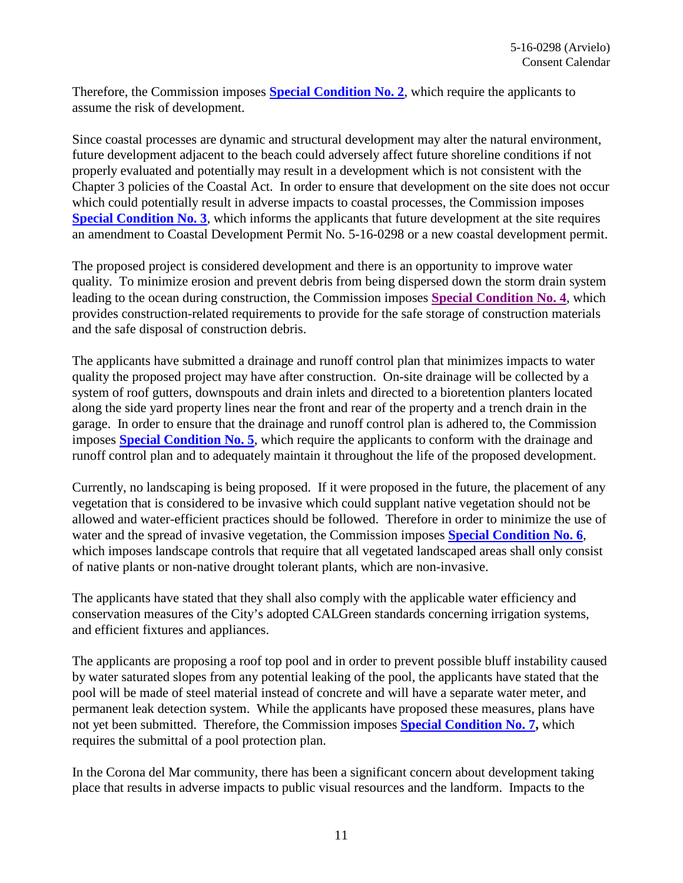Therefore, the Commission imposes **Special Condition No. 2**, which require the applicants to assume the risk of development.

Since coastal processes are dynamic and structural development may alter the natural environment, future development adjacent to the beach could adversely affect future shoreline conditions if not properly evaluated and potentially may result in a development which is not consistent with the Chapter 3 policies of the Coastal Act. In order to ensure that development on the site does not occur which could potentially result in adverse impacts to coastal processes, the Commission imposes **Special Condition No. 3**, which informs the applicants that future development at the site requires an amendment to Coastal Development Permit No. 5-16-0298 or a new coastal development permit.

The proposed project is considered development and there is an opportunity to improve water quality. To minimize erosion and prevent debris from being dispersed down the storm drain system leading to the ocean during construction, the Commission imposes **Special Condition No. 4**, which provides construction-related requirements to provide for the safe storage of construction materials and the safe disposal of construction debris.

The applicants have submitted a drainage and runoff control plan that minimizes impacts to water quality the proposed project may have after construction. On-site drainage will be collected by a system of roof gutters, downspouts and drain inlets and directed to a bioretention planters located along the side yard property lines near the front and rear of the property and a trench drain in the garage. In order to ensure that the drainage and runoff control plan is adhered to, the Commission imposes **Special Condition No. 5**, which require the applicants to conform with the drainage and runoff control plan and to adequately maintain it throughout the life of the proposed development.

Currently, no landscaping is being proposed. If it were proposed in the future, the placement of any vegetation that is considered to be invasive which could supplant native vegetation should not be allowed and water-efficient practices should be followed. Therefore in order to minimize the use of water and the spread of invasive vegetation, the Commission imposes **Special Condition No. 6**, which imposes landscape controls that require that all vegetated landscaped areas shall only consist of native plants or non-native drought tolerant plants, which are non-invasive.

The applicants have stated that they shall also comply with the applicable water efficiency and conservation measures of the City's adopted CALGreen standards concerning irrigation systems, and efficient fixtures and appliances.

The applicants are proposing a roof top pool and in order to prevent possible bluff instability caused by water saturated slopes from any potential leaking of the pool, the applicants have stated that the pool will be made of steel material instead of concrete and will have a separate water meter, and permanent leak detection system. While the applicants have proposed these measures, plans have not yet been submitted. Therefore, the Commission imposes **Special Condition No. 7,** which requires the submittal of a pool protection plan.

In the Corona del Mar community, there has been a significant concern about development taking place that results in adverse impacts to public visual resources and the landform. Impacts to the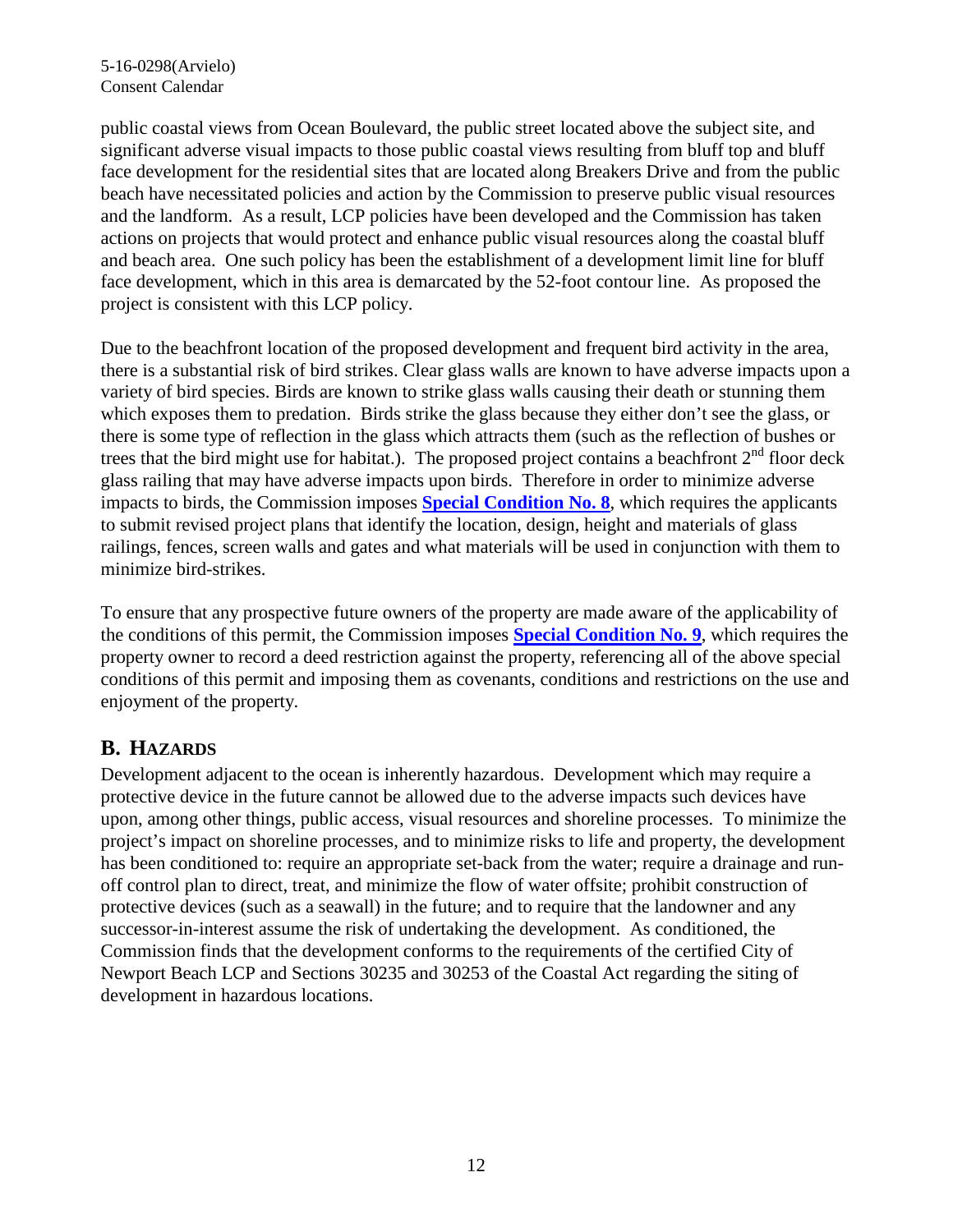public coastal views from Ocean Boulevard, the public street located above the subject site, and significant adverse visual impacts to those public coastal views resulting from bluff top and bluff face development for the residential sites that are located along Breakers Drive and from the public beach have necessitated policies and action by the Commission to preserve public visual resources and the landform. As a result, LCP policies have been developed and the Commission has taken actions on projects that would protect and enhance public visual resources along the coastal bluff and beach area. One such policy has been the establishment of a development limit line for bluff face development, which in this area is demarcated by the 52-foot contour line. As proposed the project is consistent with this LCP policy.

Due to the beachfront location of the proposed development and frequent bird activity in the area, there is a substantial risk of bird strikes. Clear glass walls are known to have adverse impacts upon a variety of bird species. Birds are known to strike glass walls causing their death or stunning them which exposes them to predation. Birds strike the glass because they either don't see the glass, or there is some type of reflection in the glass which attracts them (such as the reflection of bushes or trees that the bird might use for habitat.). The proposed project contains a beachfront 2nd floor deck glass railing that may have adverse impacts upon birds. Therefore in order to minimize adverse impacts to birds, the Commission imposes **Special Condition No. 8**, which requires the applicants to submit revised project plans that identify the location, design, height and materials of glass railings, fences, screen walls and gates and what materials will be used in conjunction with them to minimize bird-strikes.

To ensure that any prospective future owners of the property are made aware of the applicability of the conditions of this permit, the Commission imposes **Special Condition No. 9**, which requires the property owner to record a deed restriction against the property, referencing all of the above special conditions of this permit and imposing them as covenants, conditions and restrictions on the use and enjoyment of the property.

## B. Hazards

Development adjacent to the ocean is inherently hazardous. Development which may require a protective device in the future cannot be allowed due to the adverse impacts such devices have upon, among other things, public access, visual resources and shoreline processes. To minimize the project's impact on shoreline processes, and to minimize risks to life and property, the development has been conditioned to: require an appropriate set-back from the water; require a drainage and run-off control plan to direct, treat, and minimize the flow of water offsite; prohibit construction of protective devices (such as a seawall) in the future; and to require that the landowner and any successor-in-interest assume the risk of undertaking the development. As conditioned, the Commission finds that the development conforms to the requirements of the certified City of Newport Beach LCP and Sections 30235 and 30253 of the Coastal Act regarding the siting of development in hazardous locations.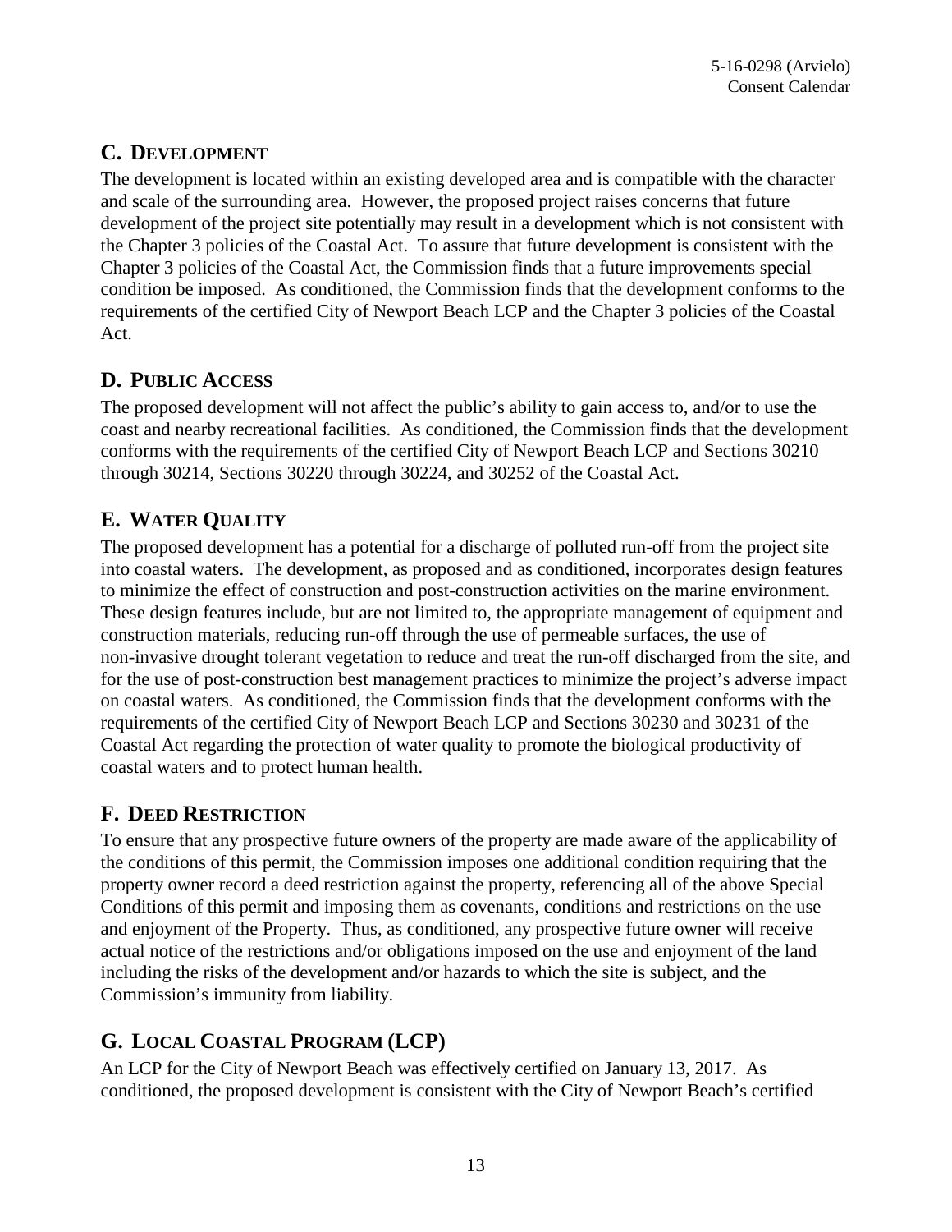## C. Development

The development is located within an existing developed area and is compatible with the character and scale of the surrounding area. However, the proposed project raises concerns that future development of the project site potentially may result in a development which is not consistent with the Chapter 3 policies of the Coastal Act. To assure that future development is consistent with the Chapter 3 policies of the Coastal Act, the Commission finds that a future improvements special condition be imposed. As conditioned, the Commission finds that the development conforms to the requirements of the certified City of Newport Beach LCP and the Chapter 3 policies of the Coastal Act.

## D. Public Access

The proposed development will not affect the public's ability to gain access to, and/or to use the coast and nearby recreational facilities. As conditioned, the Commission finds that the development conforms with the requirements of the certified City of Newport Beach LCP and Sections 30210 through 30214, Sections 30220 through 30224, and 30252 of the Coastal Act.

## E. Water Quality

The proposed development has a potential for a discharge of polluted run-off from the project site into coastal waters. The development, as proposed and as conditioned, incorporates design features to minimize the effect of construction and post-construction activities on the marine environment. These design features include, but are not limited to, the appropriate management of equipment and construction materials, reducing run-off through the use of permeable surfaces, the use of non-invasive drought tolerant vegetation to reduce and treat the run-off discharged from the site, and for the use of post-construction best management practices to minimize the project's adverse impact on coastal waters. As conditioned, the Commission finds that the development conforms with the requirements of the certified City of Newport Beach LCP and Sections 30230 and 30231 of the Coastal Act regarding the protection of water quality to promote the biological productivity of coastal waters and to protect human health.

## F. Deed Restriction

To ensure that any prospective future owners of the property are made aware of the applicability of the conditions of this permit, the Commission imposes one additional condition requiring that the property owner record a deed restriction against the property, referencing all of the above Special Conditions of this permit and imposing them as covenants, conditions and restrictions on the use and enjoyment of the Property. Thus, as conditioned, any prospective future owner will receive actual notice of the restrictions and/or obligations imposed on the use and enjoyment of the land including the risks of the development and/or hazards to which the site is subject, and the Commission's immunity from liability.

## G. Local Coastal Program (LCP)

An LCP for the City of Newport Beach was effectively certified on January 13, 2017. As conditioned, the proposed development is consistent with the City of Newport Beach's certified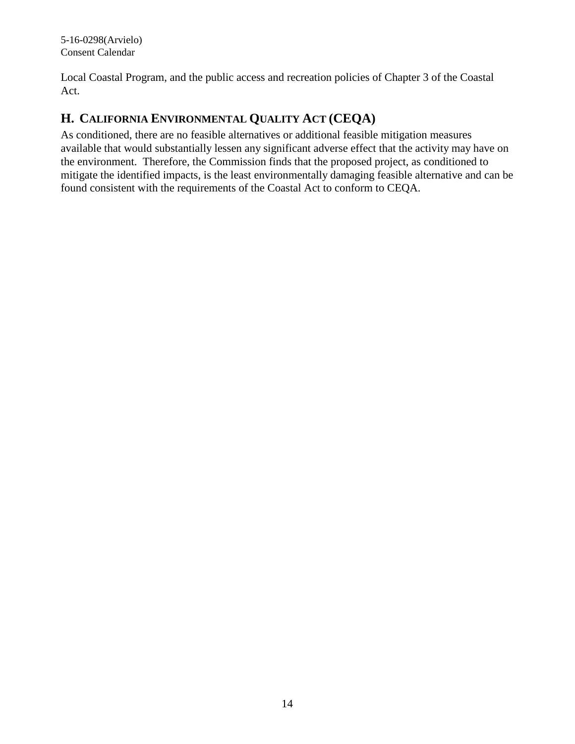Local Coastal Program, and the public access and recreation policies of Chapter 3 of the Coastal Act.

## H. CALIFORNIA ENVIRONMENTAL QUALITY ACT (CEQA)

As conditioned, there are no feasible alternatives or additional feasible mitigation measures available that would substantially lessen any significant adverse effect that the activity may have on the environment. Therefore, the Commission finds that the proposed project, as conditioned to mitigate the identified impacts, is the least environmentally damaging feasible alternative and can be found consistent with the requirements of the Coastal Act to conform to CEQA.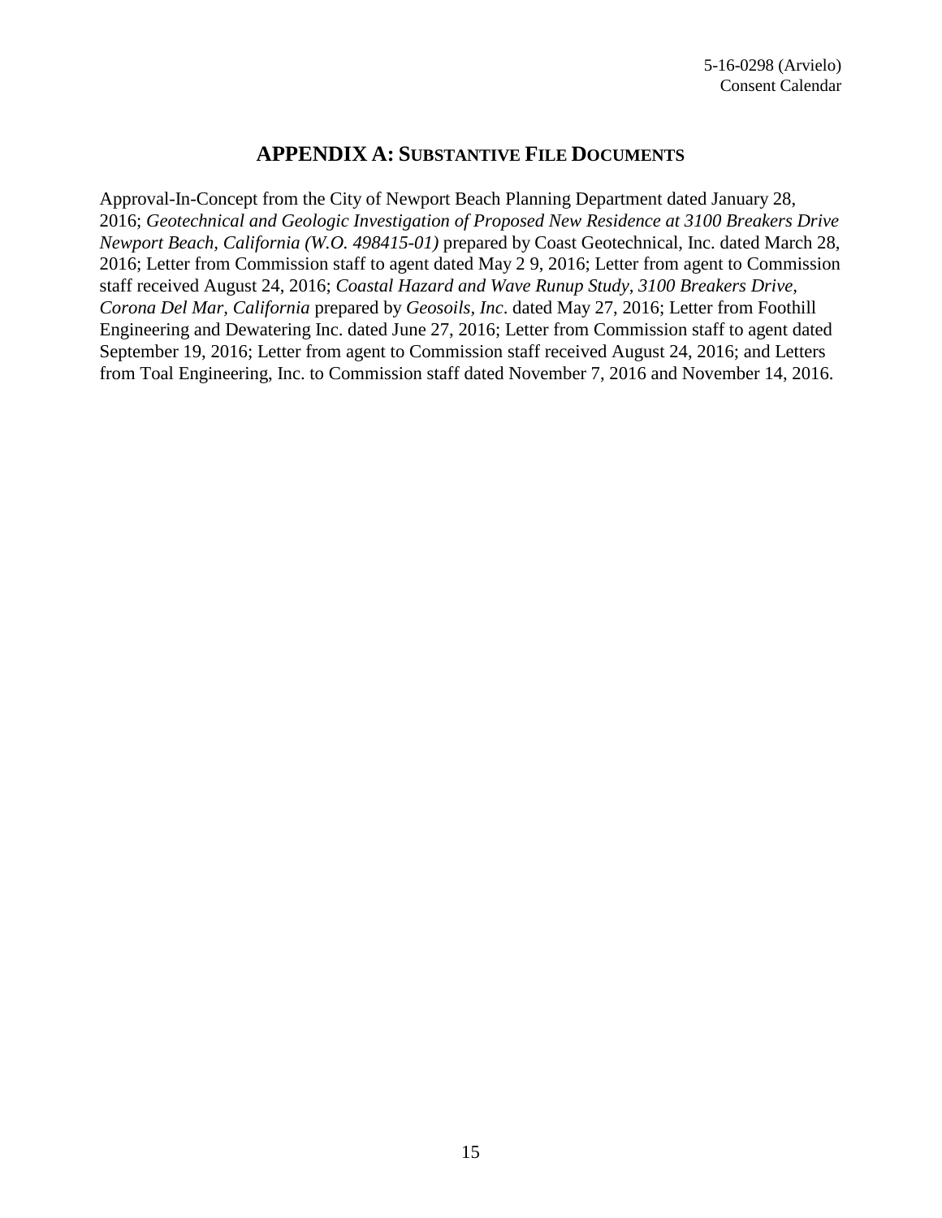# APPENDIX A: SUBSTANTIVE FILE DOCUMENTS

Approval-In-Concept from the City of Newport Beach Planning Department dated January 28, 2016; *Geotechnical and Geologic Investigation of Proposed New Residence at 3100 Breakers Drive Newport Beach, California (W.O. 498415-01)* prepared by Coast Geotechnical, Inc. dated March 28, 2016; Letter from Commission staff to agent dated May 2 9, 2016; Letter from agent to Commission staff received August 24, 2016; *Coastal Hazard and Wave Runup Study, 3100 Breakers Drive, Corona Del Mar, California* prepared by *Geosoils, Inc*. dated May 27, 2016; Letter from Foothill Engineering and Dewatering Inc. dated June 27, 2016; Letter from Commission staff to agent dated September 19, 2016; Letter from agent to Commission staff received August 24, 2016; and Letters from Toal Engineering, Inc. to Commission staff dated November 7, 2016 and November 14, 2016.